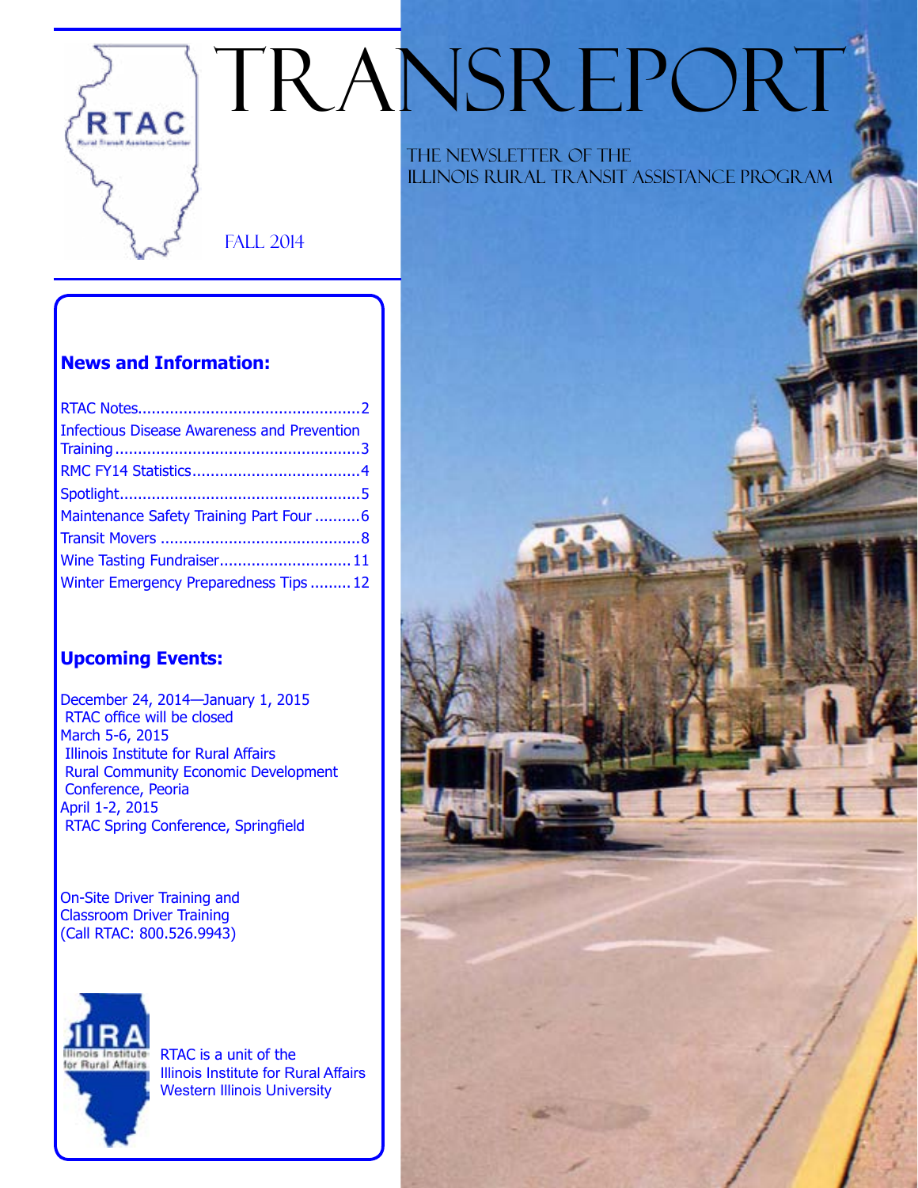# TRANSREPORT

THE NEWSLETTER OF THE
ILLINOIS RURAL TRANSIT ASSISTANCE PROGRAM

FALL 2014

## News and Information:

- RTAC Notes....2
- Infectious Disease Awareness and Prevention Training....3
- RMC FY14 Statistics....4
- Spotlight....5
- Maintenance Safety Training Part Four....6
- Transit Movers....8
- Wine Tasting Fundraiser....11
- Winter Emergency Preparedness Tips....12

## Upcoming Events:

December 24, 2014—January 1, 2015
RTAC office will be closed

March 5-6, 2015
Illinois Institute for Rural Affairs
Rural Community Economic Development Conference, Peoria

April 1-2, 2015
RTAC Spring Conference, Springfield

On-Site Driver Training and Classroom Driver Training
(Call RTAC: 800.526.9943)

RTAC is a unit of the
Illinois Institute for Rural Affairs
Western Illinois University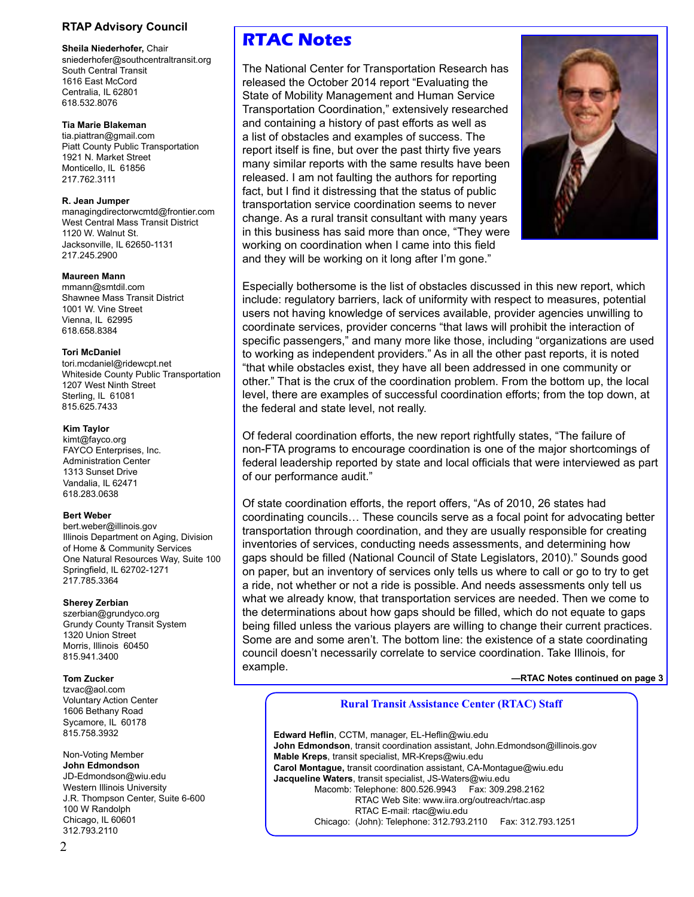## RTAP Advisory Council

**Sheila Niederhofer,** Chair
sniederhofer@southcentraltransit.org
South Central Transit
1616 East McCord
Centralia, IL 62801
618.532.8076

**Tia Marie Blakeman**
tia.piattran@gmail.com
Piatt County Public Transportation
1921 N. Market Street
Monticello, IL 61856
217.762.3111

**R. Jean Jumper**
managingdirectorwcmtd@frontier.com
West Central Mass Transit District
1120 W. Walnut St.
Jacksonville, IL 62650-1131
217.245.2900

**Maureen Mann**
mmann@smtdil.com
Shawnee Mass Transit District
1001 W. Vine Street
Vienna, IL 62995
618.658.8384

**Tori McDaniel**
tori.mcdaniel@ridewcpt.net
Whiteside County Public Transportation
1207 West Ninth Street
Sterling, IL 61081
815.625.7433

**Kim Taylor**
kimt@fayco.org
FAYCO Enterprises, Inc.
Administration Center
1313 Sunset Drive
Vandalia, IL 62471
618.283.0638

**Bert Weber**
bert.weber@illinois.gov
Illinois Department on Aging, Division of Home & Community Services
One Natural Resources Way, Suite 100
Springfield, IL 62702-1271
217.785.3364

**Sherey Zerbian**
szerbian@grundyco.org
Grundy County Transit System
1320 Union Street
Morris, Illinois 60450
815.941.3400

**Tom Zucker**
tzvac@aol.com
Voluntary Action Center
1606 Bethany Road
Sycamore, IL 60178
815.758.3932

Non-Voting Member
**John Edmondson**
JD-Edmondson@wiu.edu
Western Illinois University
J.R. Thompson Center, Suite 6-600
100 W Randolph
Chicago, IL 60601
312.793.2110

# RTAC Notes

The National Center for Transportation Research has released the October 2014 report "Evaluating the State of Mobility Management and Human Service Transportation Coordination," extensively researched and containing a history of past efforts as well as a list of obstacles and examples of success. The report itself is fine, but over the past thirty five years many similar reports with the same results have been released. I am not faulting the authors for reporting fact, but I find it distressing that the status of public transportation service coordination seems to never change. As a rural transit consultant with many years in this business has said more than once, "They were working on coordination when I came into this field and they will be working on it long after I'm gone."

Especially bothersome is the list of obstacles discussed in this new report, which include: regulatory barriers, lack of uniformity with respect to measures, potential users not having knowledge of services available, provider agencies unwilling to coordinate services, provider concerns "that laws will prohibit the interaction of specific passengers," and many more like those, including "organizations are used to working as independent providers." As in all the other past reports, it is noted "that while obstacles exist, they have all been addressed in one community or other." That is the crux of the coordination problem. From the bottom up, the local level, there are examples of successful coordination efforts; from the top down, at the federal and state level, not really.

Of federal coordination efforts, the new report rightfully states, "The failure of non-FTA programs to encourage coordination is one of the major shortcomings of federal leadership reported by state and local officials that were interviewed as part of our performance audit."

Of state coordination efforts, the report offers, "As of 2010, 26 states had coordinating councils… These councils serve as a focal point for advocating better transportation through coordination, and they are usually responsible for creating inventories of services, conducting needs assessments, and determining how gaps should be filled (National Council of State Legislators, 2010)." Sounds good on paper, but an inventory of services only tells us where to call or go to try to get a ride, not whether or not a ride is possible. And needs assessments only tell us what we already know, that transportation services are needed. Then we come to the determinations about how gaps should be filled, which do not equate to gaps being filled unless the various players are willing to change their current practices. Some are and some aren't. The bottom line: the existence of a state coordinating council doesn't necessarily correlate to service coordination. Take Illinois, for example.

**—RTAC Notes continued on page 3**

### Rural Transit Assistance Center (RTAC) Staff

**Edward Heflin**, CCTM, manager, EL-Heflin@wiu.edu
**John Edmondson**, transit coordination assistant, John.Edmondson@illinois.gov
**Mable Kreps**, transit specialist, MR-Kreps@wiu.edu
**Carol Montague,** transit coordination assistant, CA-Montague@wiu.edu
**Jacqueline Waters**, transit specialist, JS-Waters@wiu.edu

Macomb: Telephone: 800.526.9943 Fax: 309.298.2162
RTAC Web Site: www.iira.org/outreach/rtac.asp
RTAC E-mail: rtac@wiu.edu
Chicago: (John): Telephone: 312.793.2110 Fax: 312.793.1251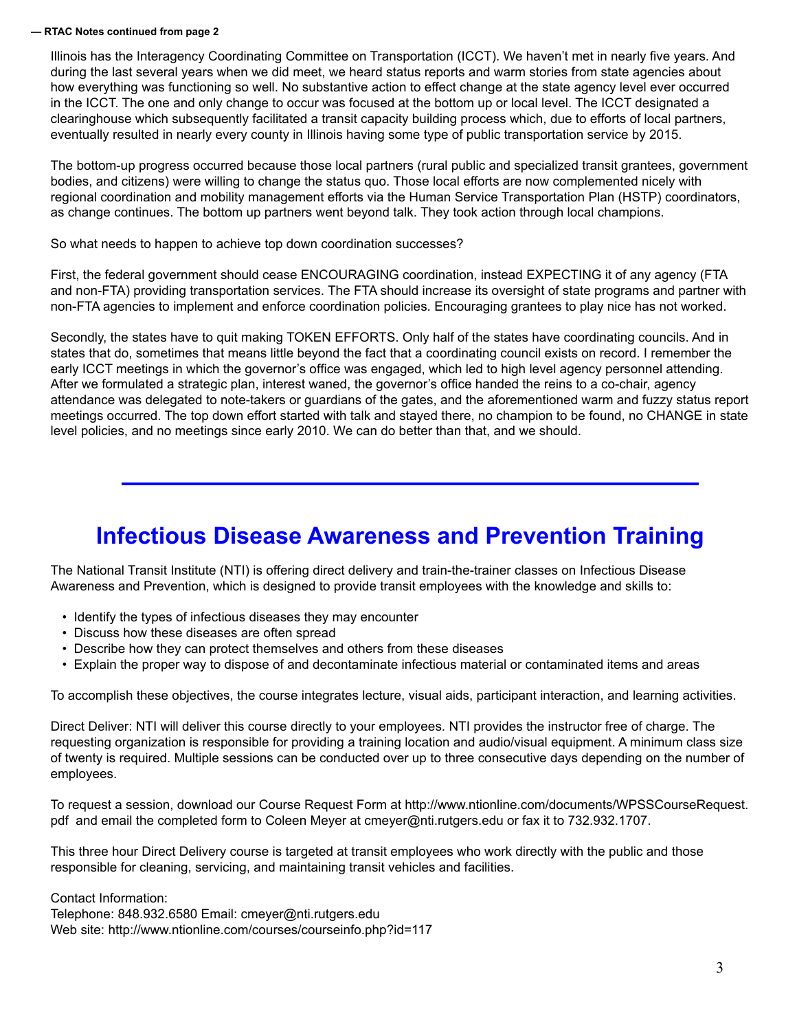— RTAC Notes continued from page 2

Illinois has the Interagency Coordinating Committee on Transportation (ICCT). We haven't met in nearly five years. And during the last several years when we did meet, we heard status reports and warm stories from state agencies about how everything was functioning so well. No substantive action to effect change at the state agency level ever occurred in the ICCT. The one and only change to occur was focused at the bottom up or local level. The ICCT designated a clearinghouse which subsequently facilitated a transit capacity building process which, due to efforts of local partners, eventually resulted in nearly every county in Illinois having some type of public transportation service by 2015.

The bottom-up progress occurred because those local partners (rural public and specialized transit grantees, government bodies, and citizens) were willing to change the status quo. Those local efforts are now complemented nicely with regional coordination and mobility management efforts via the Human Service Transportation Plan (HSTP) coordinators, as change continues. The bottom up partners went beyond talk. They took action through local champions.

So what needs to happen to achieve top down coordination successes?

First, the federal government should cease ENCOURAGING coordination, instead EXPECTING it of any agency (FTA and non-FTA) providing transportation services. The FTA should increase its oversight of state programs and partner with non-FTA agencies to implement and enforce coordination policies. Encouraging grantees to play nice has not worked.

Secondly, the states have to quit making TOKEN EFFORTS. Only half of the states have coordinating councils. And in states that do, sometimes that means little beyond the fact that a coordinating council exists on record. I remember the early ICCT meetings in which the governor's office was engaged, which led to high level agency personnel attending. After we formulated a strategic plan, interest waned, the governor's office handed the reins to a co-chair, agency attendance was delegated to note-takers or guardians of the gates, and the aforementioned warm and fuzzy status report meetings occurred. The top down effort started with talk and stayed there, no champion to be found, no CHANGE in state level policies, and no meetings since early 2010. We can do better than that, and we should.

---

# Infectious Disease Awareness and Prevention Training

The National Transit Institute (NTI) is offering direct delivery and train-the-trainer classes on Infectious Disease Awareness and Prevention, which is designed to provide transit employees with the knowledge and skills to:

- Identify the types of infectious diseases they may encounter
- Discuss how these diseases are often spread
- Describe how they can protect themselves and others from these diseases
- Explain the proper way to dispose of and decontaminate infectious material or contaminated items and areas

To accomplish these objectives, the course integrates lecture, visual aids, participant interaction, and learning activities.

Direct Deliver: NTI will deliver this course directly to your employees. NTI provides the instructor free of charge. The requesting organization is responsible for providing a training location and audio/visual equipment. A minimum class size of twenty is required. Multiple sessions can be conducted over up to three consecutive days depending on the number of employees.

To request a session, download our Course Request Form at http://www.ntionline.com/documents/WPSSCourseRequest.pdf and email the completed form to Coleen Meyer at cmeyer@nti.rutgers.edu or fax it to 732.932.1707.

This three hour Direct Delivery course is targeted at transit employees who work directly with the public and those responsible for cleaning, servicing, and maintaining transit vehicles and facilities.

Contact Information:
Telephone: 848.932.6580 Email: cmeyer@nti.rutgers.edu
Web site: http://www.ntionline.com/courses/courseinfo.php?id=117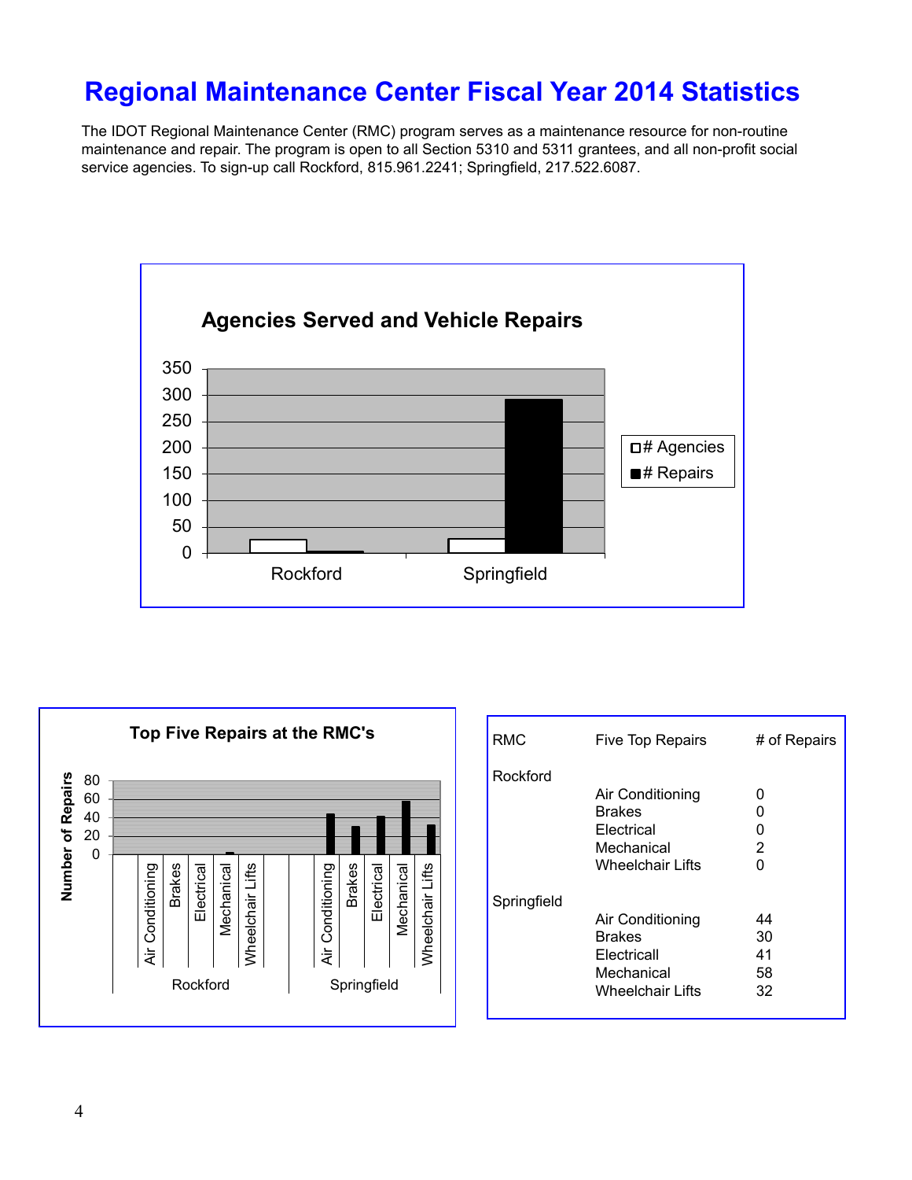# Regional Maintenance Center Fiscal Year 2014 Statistics

The IDOT Regional Maintenance Center (RMC) program serves as a maintenance resource for non-routine maintenance and repair. The program is open to all Section 5310 and 5311 grantees, and all non-profit social service agencies. To sign-up call Rockford, 815.961.2241; Springfield, 217.522.6087.

**Agencies Served and Vehicle Repairs**

**Top Five Repairs at the RMC's**

| RMC | Five Top Repairs | # of Repairs |
|---|---|---|
| Rockford | | |
| | Air Conditioning | 0 |
| | Brakes | 0 |
| | Electrical | 0 |
| | Mechanical | 2 |
| | Wheelchair Lifts | 0 |
| Springfield | | |
| | Air Conditioning | 44 |
| | Brakes | 30 |
| | Electricall | 41 |
| | Mechanical | 58 |
| | Wheelchair Lifts | 32 |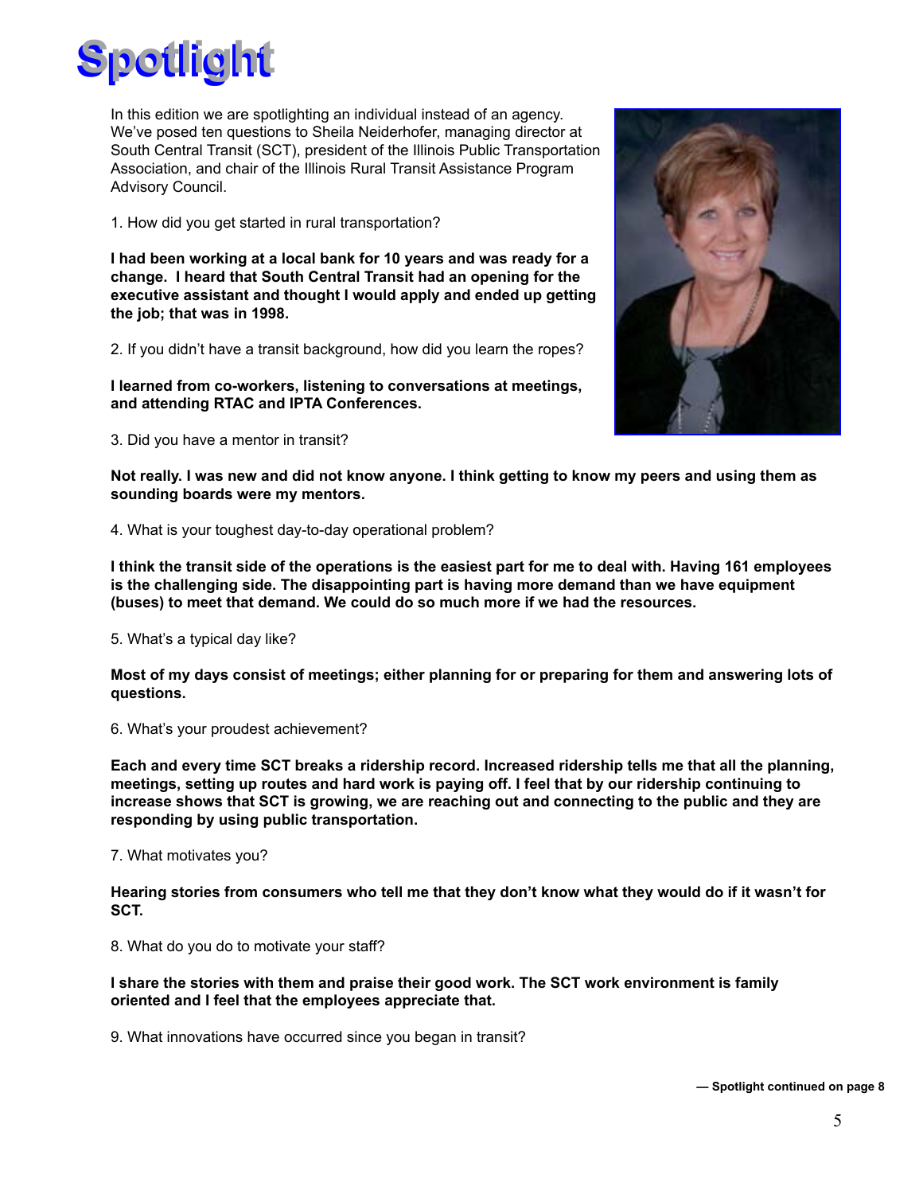# Spotlight

In this edition we are spotlighting an individual instead of an agency. We've posed ten questions to Sheila Neiderhofer, managing director at South Central Transit (SCT), president of the Illinois Public Transportation Association, and chair of the Illinois Rural Transit Assistance Program Advisory Council.

1. How did you get started in rural transportation?

**I had been working at a local bank for 10 years and was ready for a change. I heard that South Central Transit had an opening for the executive assistant and thought I would apply and ended up getting the job; that was in 1998.**

2. If you didn't have a transit background, how did you learn the ropes?

**I learned from co-workers, listening to conversations at meetings, and attending RTAC and IPTA Conferences.**

3. Did you have a mentor in transit?

**Not really. I was new and did not know anyone. I think getting to know my peers and using them as sounding boards were my mentors.**

4. What is your toughest day-to-day operational problem?

**I think the transit side of the operations is the easiest part for me to deal with. Having 161 employees is the challenging side. The disappointing part is having more demand than we have equipment (buses) to meet that demand. We could do so much more if we had the resources.**

5. What's a typical day like?

**Most of my days consist of meetings; either planning for or preparing for them and answering lots of questions.**

6. What's your proudest achievement?

**Each and every time SCT breaks a ridership record. Increased ridership tells me that all the planning, meetings, setting up routes and hard work is paying off. I feel that by our ridership continuing to increase shows that SCT is growing, we are reaching out and connecting to the public and they are responding by using public transportation.**

7. What motivates you?

**Hearing stories from consumers who tell me that they don't know what they would do if it wasn't for SCT.**

8. What do you do to motivate your staff?

**I share the stories with them and praise their good work. The SCT work environment is family oriented and I feel that the employees appreciate that.**

9. What innovations have occurred since you began in transit?

**— Spotlight continued on page 8**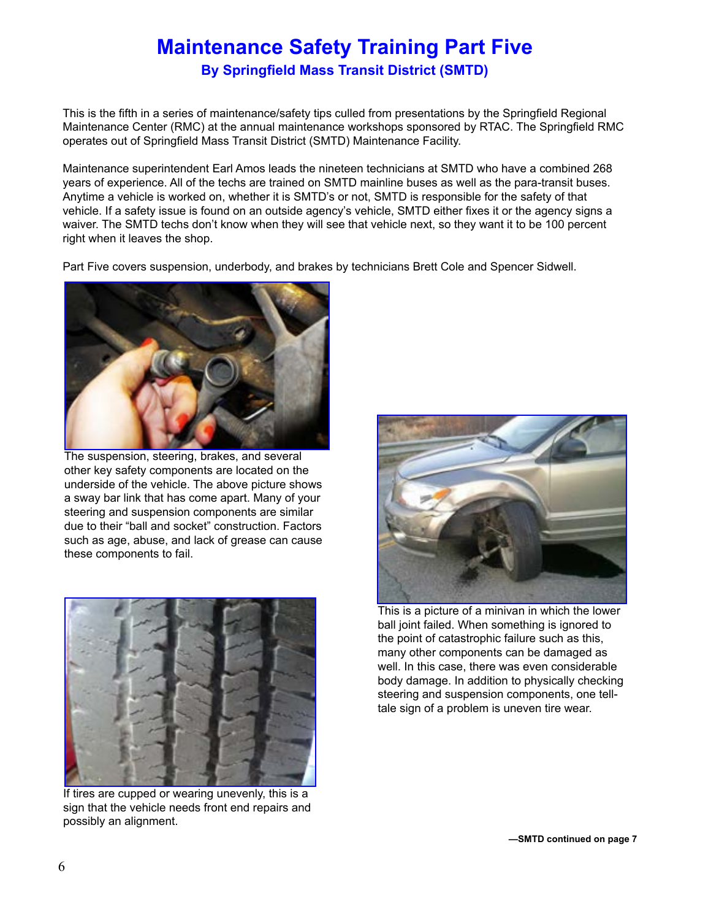# Maintenance Safety Training Part Five

### By Springfield Mass Transit District (SMTD)

This is the fifth in a series of maintenance/safety tips culled from presentations by the Springfield Regional Maintenance Center (RMC) at the annual maintenance workshops sponsored by RTAC. The Springfield RMC operates out of Springfield Mass Transit District (SMTD) Maintenance Facility.

Maintenance superintendent Earl Amos leads the nineteen technicians at SMTD who have a combined 268 years of experience. All of the techs are trained on SMTD mainline buses as well as the para-transit buses. Anytime a vehicle is worked on, whether it is SMTD's or not, SMTD is responsible for the safety of that vehicle. If a safety issue is found on an outside agency's vehicle, SMTD either fixes it or the agency signs a waiver. The SMTD techs don't know when they will see that vehicle next, so they want it to be 100 percent right when it leaves the shop.

Part Five covers suspension, underbody, and brakes by technicians Brett Cole and Spencer Sidwell.

The suspension, steering, brakes, and several other key safety components are located on the underside of the vehicle. The above picture shows a sway bar link that has come apart. Many of your steering and suspension components are similar due to their "ball and socket" construction. Factors such as age, abuse, and lack of grease can cause these components to fail.

This is a picture of a minivan in which the lower ball joint failed. When something is ignored to the point of catastrophic failure such as this, many other components can be damaged as well. In this case, there was even considerable body damage. In addition to physically checking steering and suspension components, one tell-tale sign of a problem is uneven tire wear.

If tires are cupped or wearing unevenly, this is a sign that the vehicle needs front end repairs and possibly an alignment.

**—SMTD continued on page 7**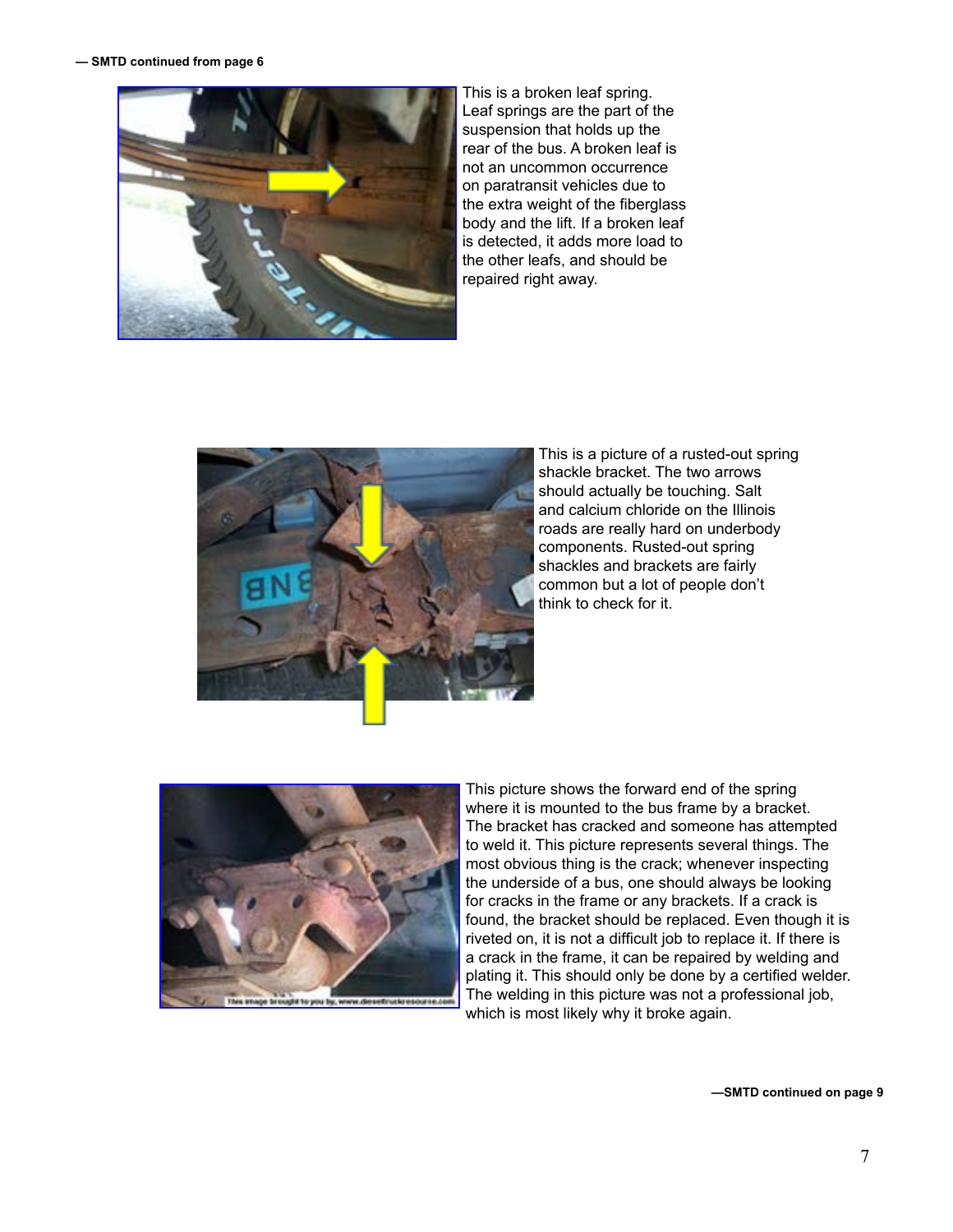**— SMTD continued from page 6**

This is a broken leaf spring. Leaf springs are the part of the suspension that holds up the rear of the bus. A broken leaf is not an uncommon occurrence on paratransit vehicles due to the extra weight of the fiberglass body and the lift. If a broken leaf is detected, it adds more load to the other leafs, and should be repaired right away.

This is a picture of a rusted-out spring shackle bracket. The two arrows should actually be touching. Salt and calcium chloride on the Illinois roads are really hard on underbody components. Rusted-out spring shackles and brackets are fairly common but a lot of people don't think to check for it.

This picture shows the forward end of the spring where it is mounted to the bus frame by a bracket. The bracket has cracked and someone has attempted to weld it. This picture represents several things. The most obvious thing is the crack; whenever inspecting the underside of a bus, one should always be looking for cracks in the frame or any brackets. If a crack is found, the bracket should be replaced. Even though it is riveted on, it is not a difficult job to replace it. If there is a crack in the frame, it can be repaired by welding and plating it. This should only be done by a certified welder. The welding in this picture was not a professional job, which is most likely why it broke again.

**—SMTD continued on page 9**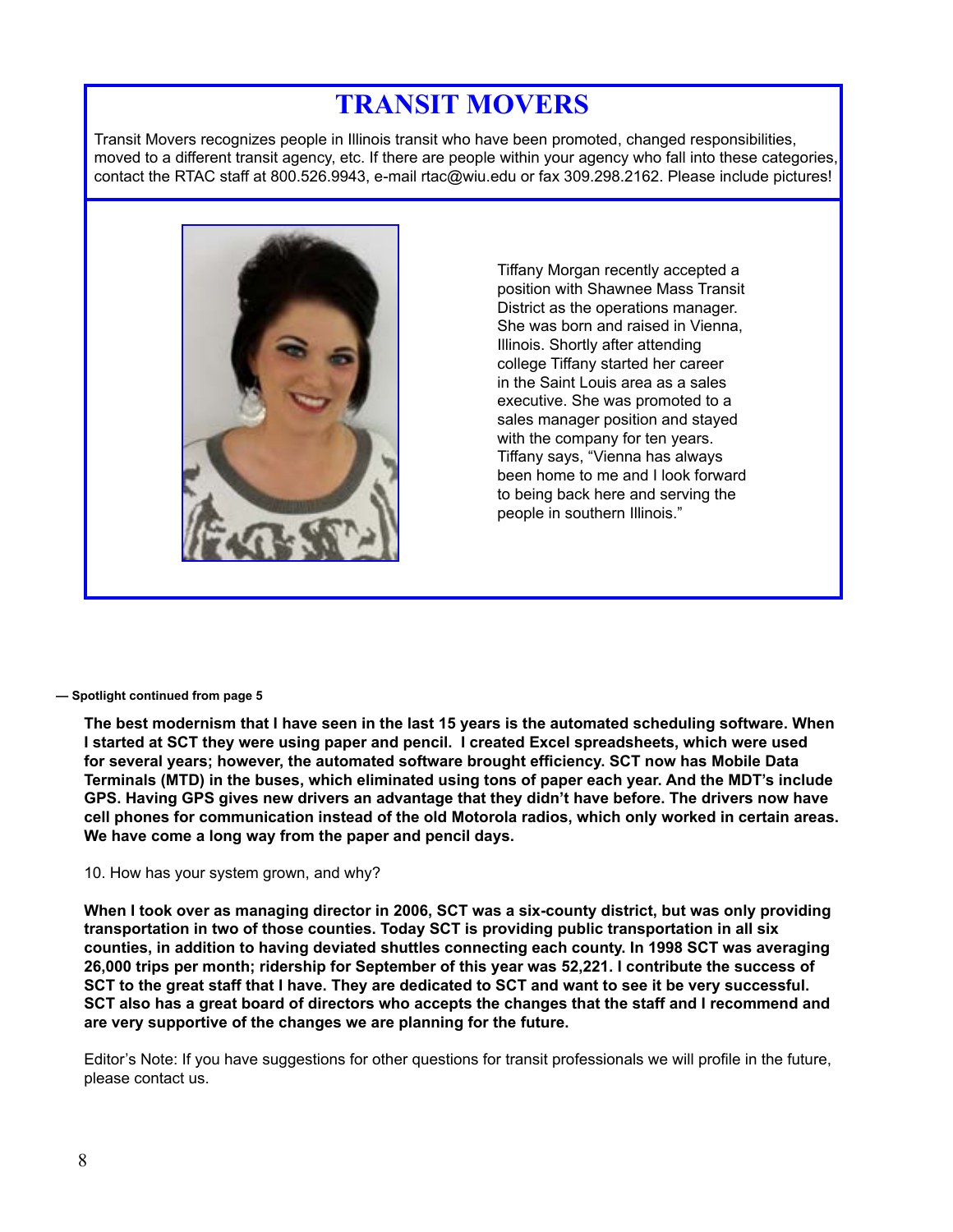# TRANSIT MOVERS

Transit Movers recognizes people in Illinois transit who have been promoted, changed responsibilities, moved to a different transit agency, etc. If there are people within your agency who fall into these categories, contact the RTAC staff at 800.526.9943, e-mail rtac@wiu.edu or fax 309.298.2162. Please include pictures!

Tiffany Morgan recently accepted a position with Shawnee Mass Transit District as the operations manager. She was born and raised in Vienna, Illinois. Shortly after attending college Tiffany started her career in the Saint Louis area as a sales executive. She was promoted to a sales manager position and stayed with the company for ten years. Tiffany says, "Vienna has always been home to me and I look forward to being back here and serving the people in southern Illinois."

**— Spotlight continued from page 5**

**The best modernism that I have seen in the last 15 years is the automated scheduling software. When I started at SCT they were using paper and pencil. I created Excel spreadsheets, which were used for several years; however, the automated software brought efficiency. SCT now has Mobile Data Terminals (MTD) in the buses, which eliminated using tons of paper each year. And the MDT's include GPS. Having GPS gives new drivers an advantage that they didn't have before. The drivers now have cell phones for communication instead of the old Motorola radios, which only worked in certain areas. We have come a long way from the paper and pencil days.**

10. How has your system grown, and why?

**When I took over as managing director in 2006, SCT was a six-county district, but was only providing transportation in two of those counties. Today SCT is providing public transportation in all six counties, in addition to having deviated shuttles connecting each county. In 1998 SCT was averaging 26,000 trips per month; ridership for September of this year was 52,221. I contribute the success of SCT to the great staff that I have. They are dedicated to SCT and want to see it be very successful. SCT also has a great board of directors who accepts the changes that the staff and I recommend and are very supportive of the changes we are planning for the future.**

Editor's Note: If you have suggestions for other questions for transit professionals we will profile in the future, please contact us.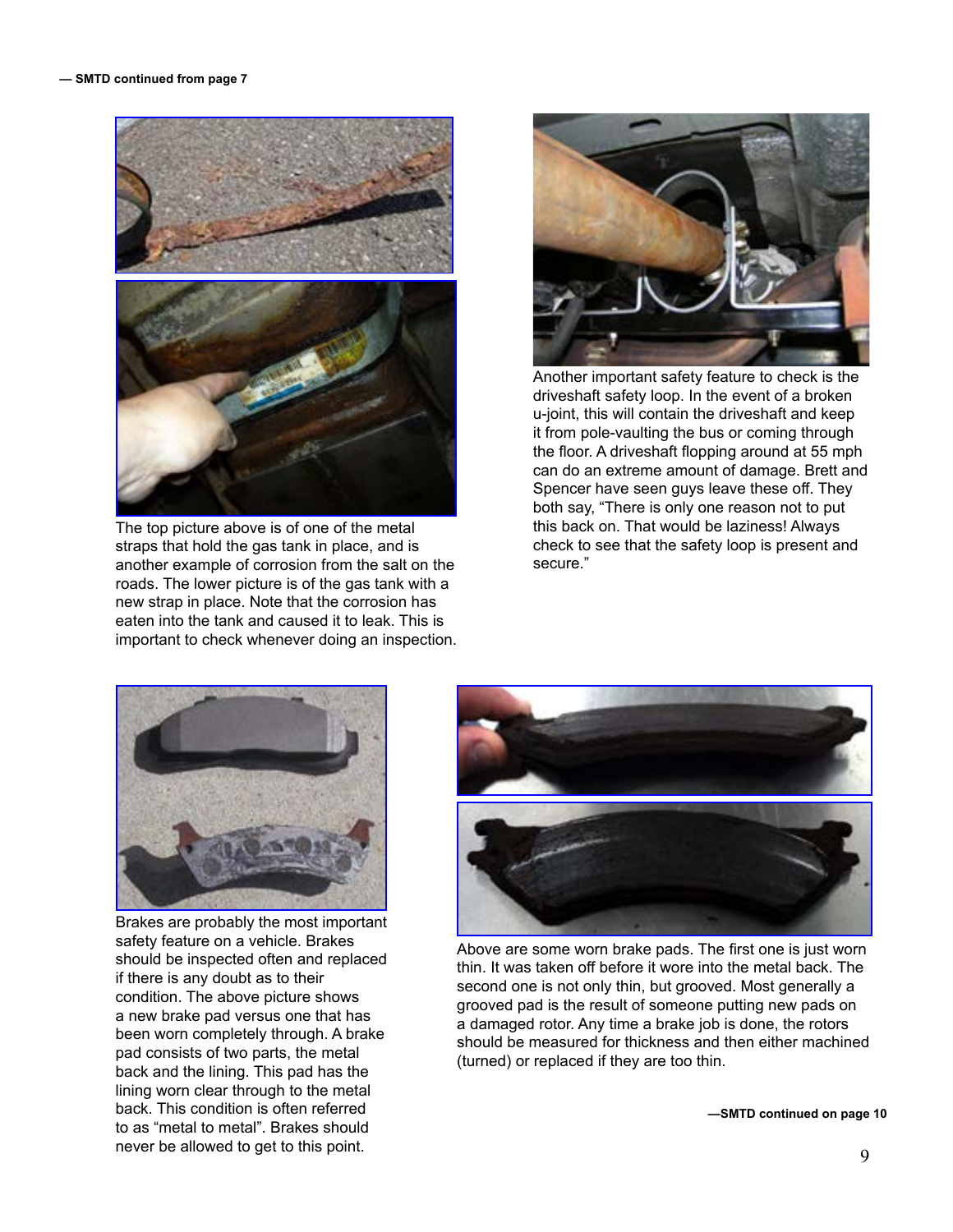— SMTD continued from page 7

The top picture above is of one of the metal straps that hold the gas tank in place, and is another example of corrosion from the salt on the roads. The lower picture is of the gas tank with a new strap in place. Note that the corrosion has eaten into the tank and caused it to leak. This is important to check whenever doing an inspection.

Another important safety feature to check is the driveshaft safety loop. In the event of a broken u-joint, this will contain the driveshaft and keep it from pole-vaulting the bus or coming through the floor. A driveshaft flopping around at 55 mph can do an extreme amount of damage. Brett and Spencer have seen guys leave these off. They both say, “There is only one reason not to put this back on. That would be laziness! Always check to see that the safety loop is present and secure.”

Brakes are probably the most important safety feature on a vehicle. Brakes should be inspected often and replaced if there is any doubt as to their condition. The above picture shows a new brake pad versus one that has been worn completely through. A brake pad consists of two parts, the metal back and the lining. This pad has the lining worn clear through to the metal back. This condition is often referred to as “metal to metal”. Brakes should never be allowed to get to this point.

Above are some worn brake pads. The first one is just worn thin. It was taken off before it wore into the metal back. The second one is not only thin, but grooved. Most generally a grooved pad is the result of someone putting new pads on a damaged rotor. Any time a brake job is done, the rotors should be measured for thickness and then either machined (turned) or replaced if they are too thin.

—SMTD continued on page 10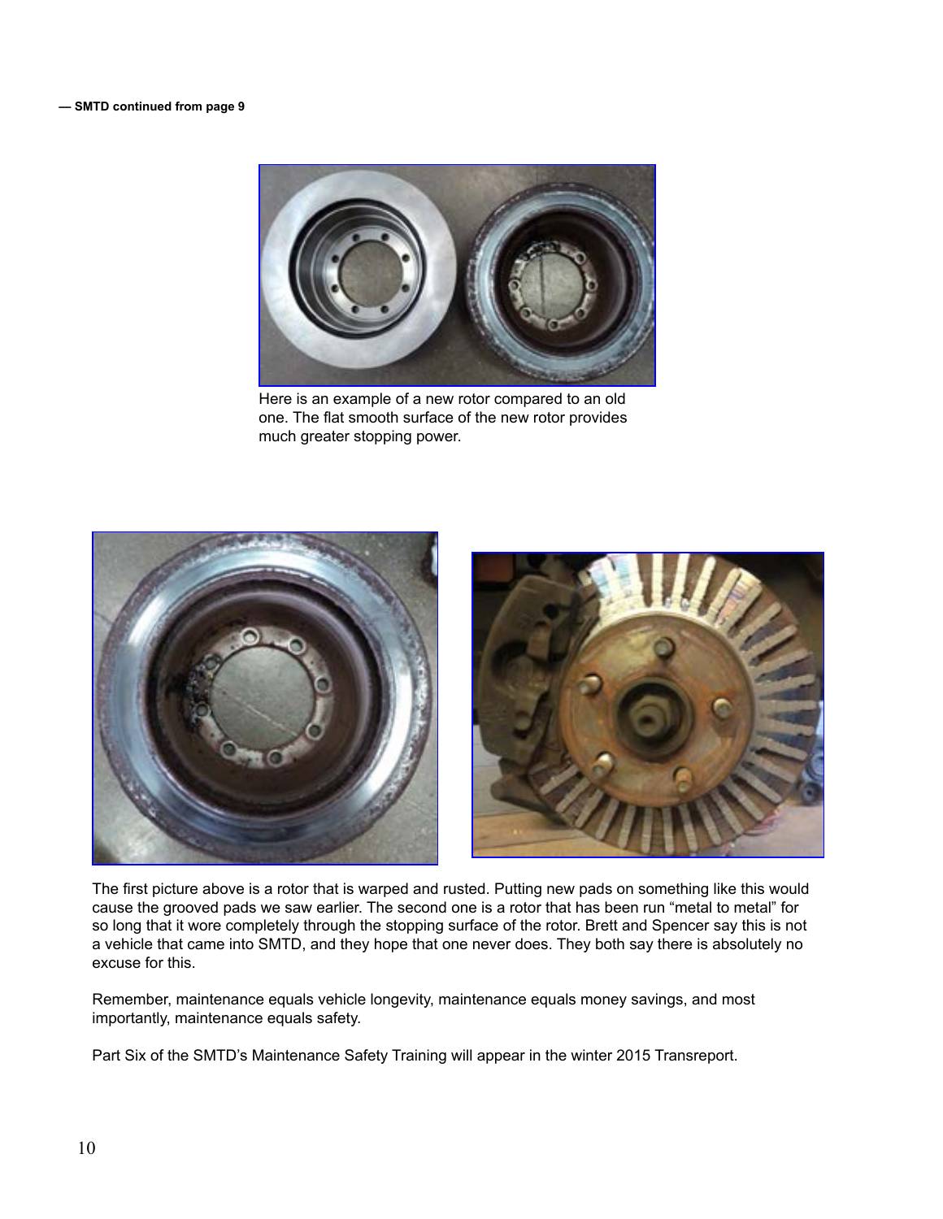**— SMTD continued from page 9**

Here is an example of a new rotor compared to an old one. The flat smooth surface of the new rotor provides much greater stopping power.

The first picture above is a rotor that is warped and rusted. Putting new pads on something like this would cause the grooved pads we saw earlier. The second one is a rotor that has been run “metal to metal” for so long that it wore completely through the stopping surface of the rotor. Brett and Spencer say this is not a vehicle that came into SMTD, and they hope that one never does. They both say there is absolutely no excuse for this.

Remember, maintenance equals vehicle longevity, maintenance equals money savings, and most importantly, maintenance equals safety.

Part Six of the SMTD’s Maintenance Safety Training will appear in the winter 2015 Transreport.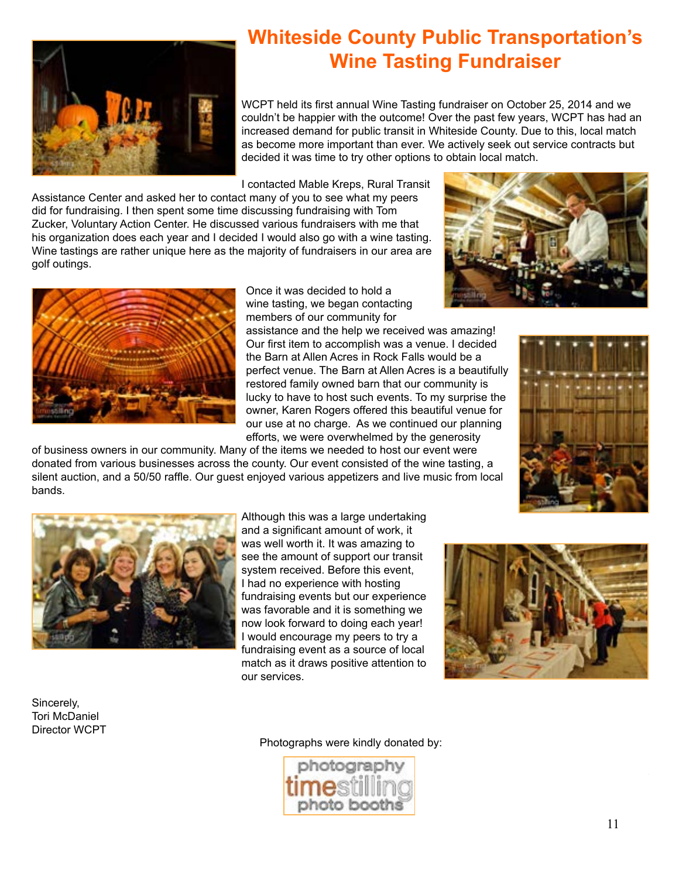# Whiteside County Public Transportation's Wine Tasting Fundraiser

WCPT held its first annual Wine Tasting fundraiser on October 25, 2014 and we couldn't be happier with the outcome! Over the past few years, WCPT has had an increased demand for public transit in Whiteside County. Due to this, local match as become more important than ever. We actively seek out service contracts but decided it was time to try other options to obtain local match.

I contacted Mable Kreps, Rural Transit Assistance Center and asked her to contact many of you to see what my peers did for fundraising. I then spent some time discussing fundraising with Tom Zucker, Voluntary Action Center. He discussed various fundraisers with me that his organization does each year and I decided I would also go with a wine tasting. Wine tastings are rather unique here as the majority of fundraisers in our area are golf outings.

Once it was decided to hold a wine tasting, we began contacting members of our community for assistance and the help we received was amazing! Our first item to accomplish was a venue. I decided the Barn at Allen Acres in Rock Falls would be a perfect venue. The Barn at Allen Acres is a beautifully restored family owned barn that our community is lucky to have to host such events. To my surprise the owner, Karen Rogers offered this beautiful venue for our use at no charge. As we continued our planning efforts, we were overwhelmed by the generosity of business owners in our community. Many of the items we needed to host our event were donated from various businesses across the county. Our event consisted of the wine tasting, a silent auction, and a 50/50 raffle. Our guest enjoyed various appetizers and live music from local bands.

Although this was a large undertaking and a significant amount of work, it was well worth it. It was amazing to see the amount of support our transit system received. Before this event, I had no experience with hosting fundraising events but our experience was favorable and it is something we now look forward to doing each year! I would encourage my peers to try a fundraising event as a source of local match as it draws positive attention to our services.

Sincerely,
Tori McDaniel
Director WCPT

Photographs were kindly donated by:

photography timestilling photo booths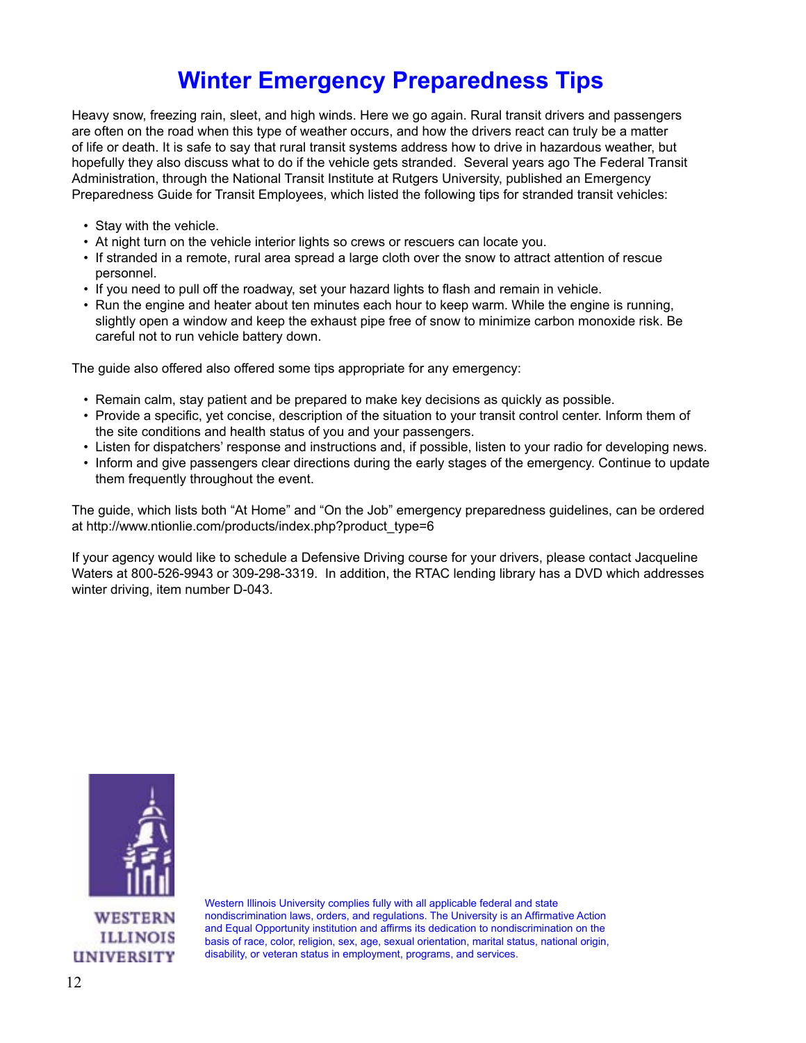# Winter Emergency Preparedness Tips

Heavy snow, freezing rain, sleet, and high winds. Here we go again. Rural transit drivers and passengers are often on the road when this type of weather occurs, and how the drivers react can truly be a matter of life or death. It is safe to say that rural transit systems address how to drive in hazardous weather, but hopefully they also discuss what to do if the vehicle gets stranded. Several years ago The Federal Transit Administration, through the National Transit Institute at Rutgers University, published an Emergency Preparedness Guide for Transit Employees, which listed the following tips for stranded transit vehicles:

- Stay with the vehicle.
- At night turn on the vehicle interior lights so crews or rescuers can locate you.
- If stranded in a remote, rural area spread a large cloth over the snow to attract attention of rescue personnel.
- If you need to pull off the roadway, set your hazard lights to flash and remain in vehicle.
- Run the engine and heater about ten minutes each hour to keep warm. While the engine is running, slightly open a window and keep the exhaust pipe free of snow to minimize carbon monoxide risk. Be careful not to run vehicle battery down.

The guide also offered also offered some tips appropriate for any emergency:

- Remain calm, stay patient and be prepared to make key decisions as quickly as possible.
- Provide a specific, yet concise, description of the situation to your transit control center. Inform them of the site conditions and health status of you and your passengers.
- Listen for dispatchers' response and instructions and, if possible, listen to your radio for developing news.
- Inform and give passengers clear directions during the early stages of the emergency. Continue to update them frequently throughout the event.

The guide, which lists both "At Home" and "On the Job" emergency preparedness guidelines, can be ordered at http://www.ntionlie.com/products/index.php?product_type=6

If your agency would like to schedule a Defensive Driving course for your drivers, please contact Jacqueline Waters at 800-526-9943 or 309-298-3319. In addition, the RTAC lending library has a DVD which addresses winter driving, item number D-043.

WESTERN ILLINOIS UNIVERSITY

Western Illinois University complies fully with all applicable federal and state nondiscrimination laws, orders, and regulations. The University is an Affirmative Action and Equal Opportunity institution and affirms its dedication to nondiscrimination on the basis of race, color, religion, sex, age, sexual orientation, marital status, national origin, disability, or veteran status in employment, programs, and services.